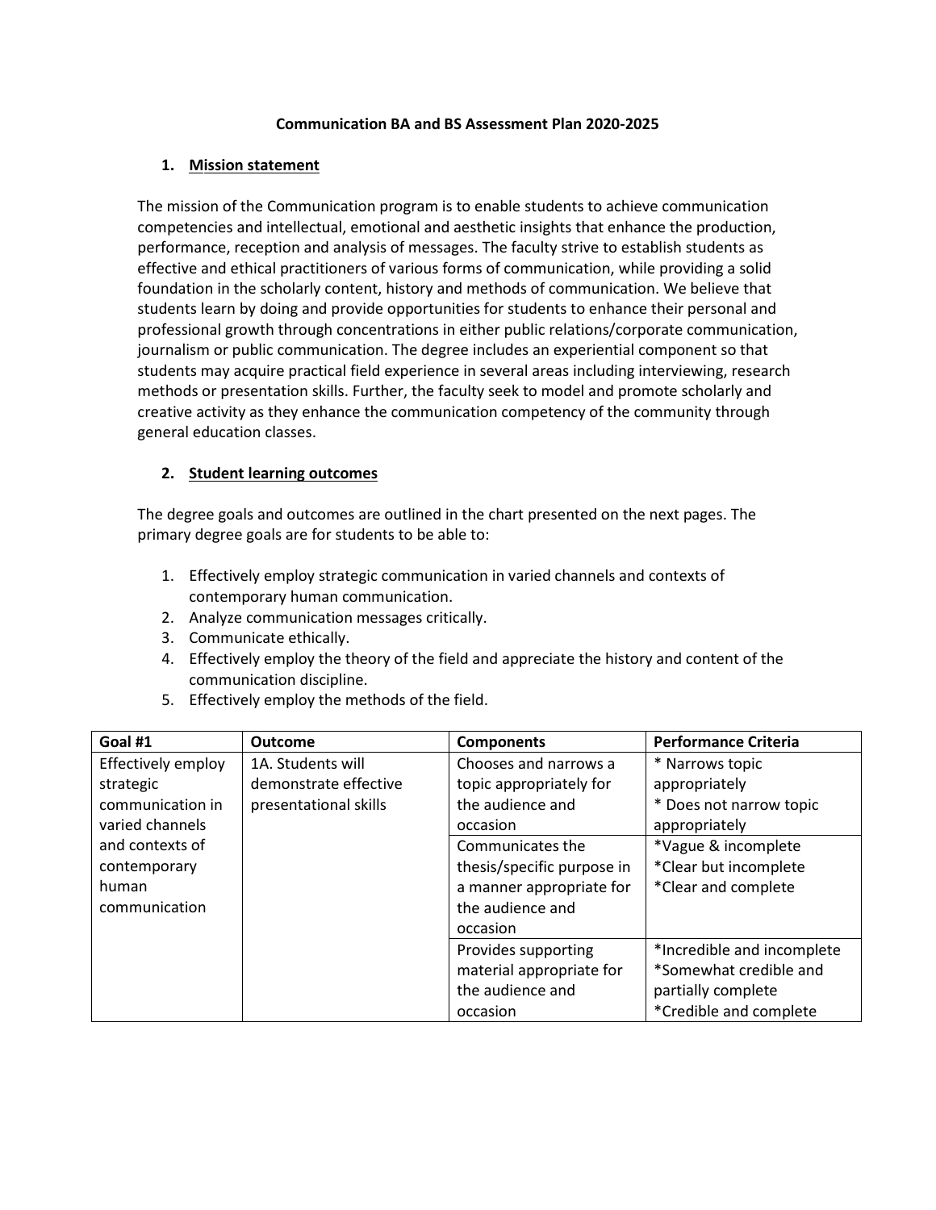# Communication BA and BS Assessment Plan 2020-2025

## 1. Mission statement

The mission of the Communication program is to enable students to achieve communication competencies and intellectual, emotional and aesthetic insights that enhance the production, performance, reception and analysis of messages. The faculty strive to establish students as effective and ethical practitioners of various forms of communication, while providing a solid foundation in the scholarly content, history and methods of communication. We believe that students learn by doing and provide opportunities for students to enhance their personal and professional growth through concentrations in either public relations/corporate communication, journalism or public communication. The degree includes an experiential component so that students may acquire practical field experience in several areas including interviewing, research methods or presentation skills. Further, the faculty seek to model and promote scholarly and creative activity as they enhance the communication competency of the community through general education classes.

## 2. Student learning outcomes

The degree goals and outcomes are outlined in the chart presented on the next pages. The primary degree goals are for students to be able to:

1. Effectively employ strategic communication in varied channels and contexts of contemporary human communication.
2. Analyze communication messages critically.
3. Communicate ethically.
4. Effectively employ the theory of the field and appreciate the history and content of the communication discipline.
5. Effectively employ the methods of the field.

| Goal #1 | Outcome | Components | Performance Criteria |
|---|---|---|---|
| Effectively employ strategic communication in varied channels and contexts of contemporary human communication | 1A. Students will demonstrate effective presentational skills | Chooses and narrows a topic appropriately for the audience and occasion | * Narrows topic appropriately<br>* Does not narrow topic appropriately |
| | | Communicates the thesis/specific purpose in a manner appropriate for the audience and occasion | *Vague & incomplete<br>*Clear but incomplete<br>*Clear and complete |
| | | Provides supporting material appropriate for the audience and occasion | *Incredible and incomplete<br>*Somewhat credible and partially complete<br>*Credible and complete |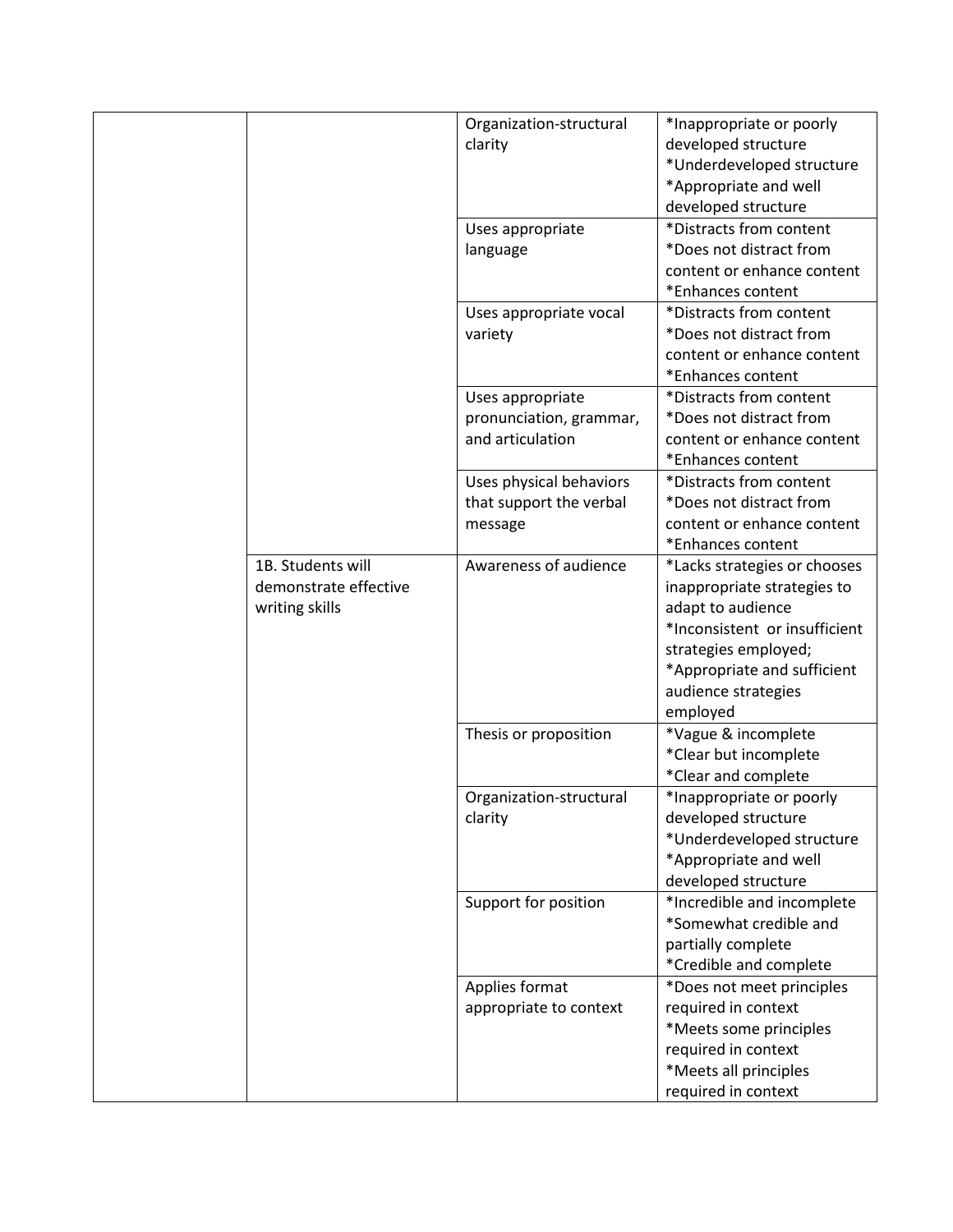| | | | |
|---|---|---|---|
| | | Organization-structural clarity | *Inappropriate or poorly developed structure<br>*Underdeveloped structure<br>*Appropriate and well developed structure |
| | | Uses appropriate language | *Distracts from content<br>*Does not distract from content or enhance content<br>*Enhances content |
| | | Uses appropriate vocal variety | *Distracts from content<br>*Does not distract from content or enhance content<br>*Enhances content |
| | | Uses appropriate pronunciation, grammar, and articulation | *Distracts from content<br>*Does not distract from content or enhance content<br>*Enhances content |
| | | Uses physical behaviors that support the verbal message | *Distracts from content<br>*Does not distract from content or enhance content<br>*Enhances content |
| | 1B. Students will demonstrate effective writing skills | Awareness of audience | *Lacks strategies or chooses inappropriate strategies to adapt to audience<br>*Inconsistent or insufficient strategies employed;<br>*Appropriate and sufficient audience strategies employed |
| | | Thesis or proposition | *Vague & incomplete<br>*Clear but incomplete<br>*Clear and complete |
| | | Organization-structural clarity | *Inappropriate or poorly developed structure<br>*Underdeveloped structure<br>*Appropriate and well developed structure |
| | | Support for position | *Incredible and incomplete<br>*Somewhat credible and partially complete<br>*Credible and complete |
| | | Applies format appropriate to context | *Does not meet principles required in context<br>*Meets some principles required in context<br>*Meets all principles required in context |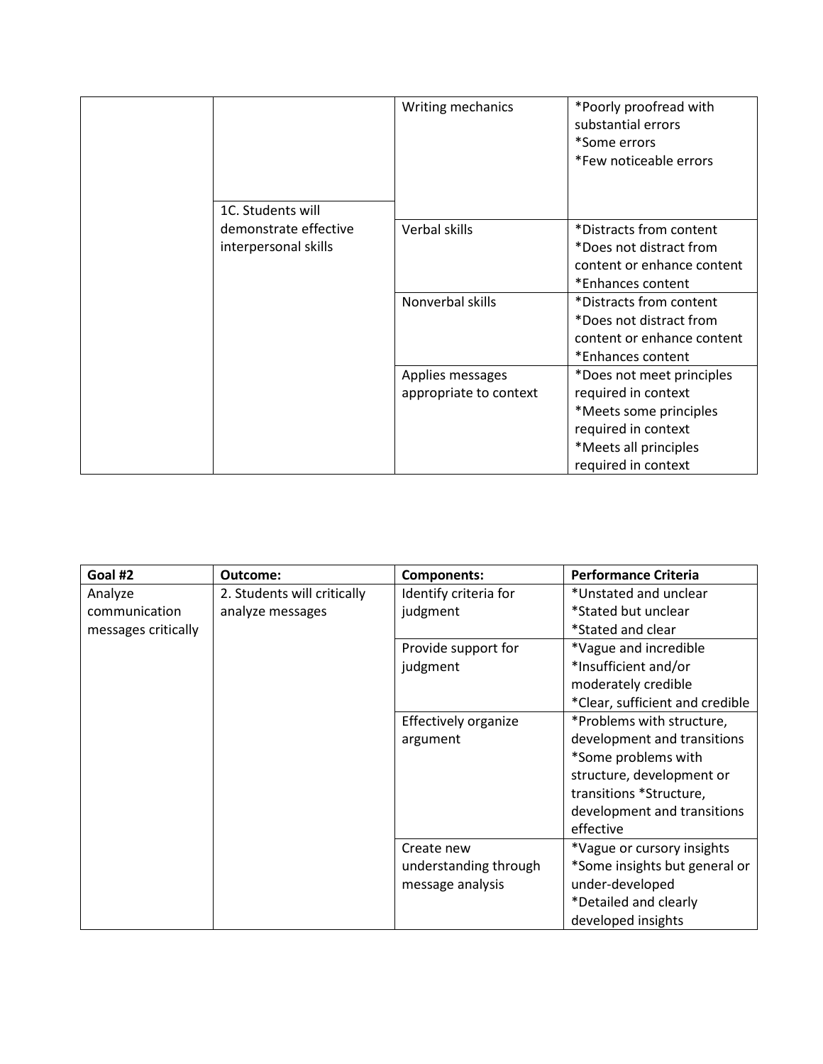| | | | |
|---|---|---|---|
| | | Writing mechanics | *Poorly proofread with substantial errors<br>*Some errors<br>*Few noticeable errors |
| | 1C. Students will demonstrate effective interpersonal skills | Verbal skills | *Distracts from content<br>*Does not distract from content or enhance content<br>*Enhances content |
| | | Nonverbal skills | *Distracts from content<br>*Does not distract from content or enhance content<br>*Enhances content |
| | | Applies messages appropriate to context | *Does not meet principles required in context<br>*Meets some principles required in context<br>*Meets all principles required in context |

| **Goal #2** | **Outcome:** | **Components:** | **Performance Criteria** |
|---|---|---|---|
| Analyze communication messages critically | 2. Students will critically analyze messages | Identify criteria for judgment | *Unstated and unclear<br>*Stated but unclear<br>*Stated and clear |
| | | Provide support for judgment | *Vague and incredible<br>*Insufficient and/or moderately credible<br>*Clear, sufficient and credible |
| | | Effectively organize argument | *Problems with structure, development and transitions<br>*Some problems with structure, development or transitions *Structure, development and transitions effective |
| | | Create new understanding through message analysis | *Vague or cursory insights<br>*Some insights but general or under-developed<br>*Detailed and clearly developed insights |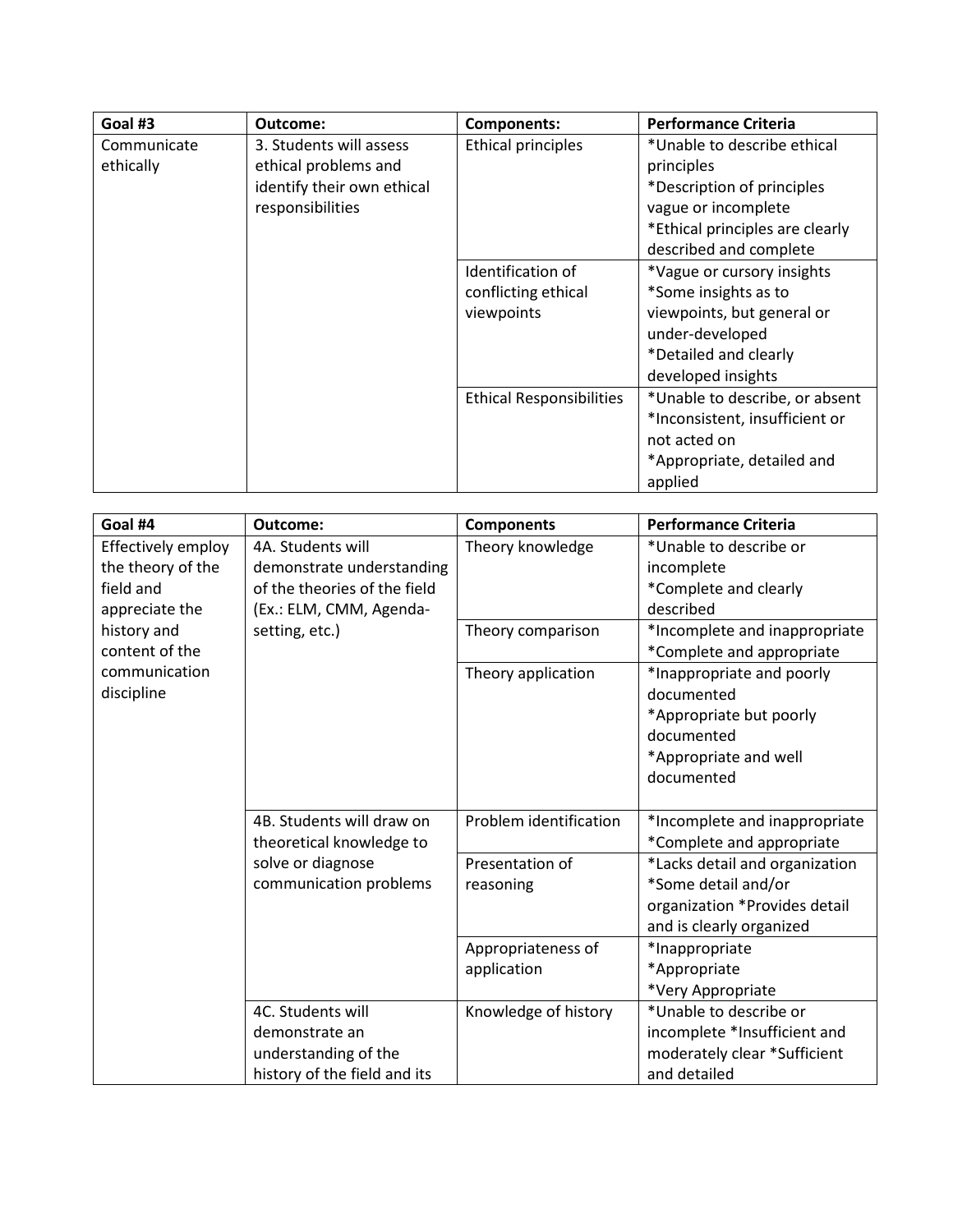| Goal #3 | Outcome: | Components: | Performance Criteria |
|---|---|---|---|
| Communicate ethically | 3. Students will assess ethical problems and identify their own ethical responsibilities | Ethical principles | *Unable to describe ethical principles *Description of principles vague or incomplete *Ethical principles are clearly described and complete |
| | | Identification of conflicting ethical viewpoints | *Vague or cursory insights *Some insights as to viewpoints, but general or under-developed *Detailed and clearly developed insights |
| | | Ethical Responsibilities | *Unable to describe, or absent *Inconsistent, insufficient or not acted on *Appropriate, detailed and applied |

| Goal #4 | Outcome: | Components | Performance Criteria |
|---|---|---|---|
| Effectively employ the theory of the field and appreciate the history and content of the communication discipline | 4A. Students will demonstrate understanding of the theories of the field (Ex.: ELM, CMM, Agenda-setting, etc.) | Theory knowledge | *Unable to describe or incomplete *Complete and clearly described |
| | | Theory comparison | *Incomplete and inappropriate *Complete and appropriate |
| | | Theory application | *Inappropriate and poorly documented *Appropriate but poorly documented *Appropriate and well documented |
| | 4B. Students will draw on theoretical knowledge to solve or diagnose communication problems | Problem identification | *Incomplete and inappropriate *Complete and appropriate |
| | | Presentation of reasoning | *Lacks detail and organization *Some detail and/or organization *Provides detail and is clearly organized |
| | | Appropriateness of application | *Inappropriate *Appropriate *Very Appropriate |
| | 4C. Students will demonstrate an understanding of the history of the field and its | Knowledge of history | *Unable to describe or incomplete *Insufficient and moderately clear *Sufficient and detailed |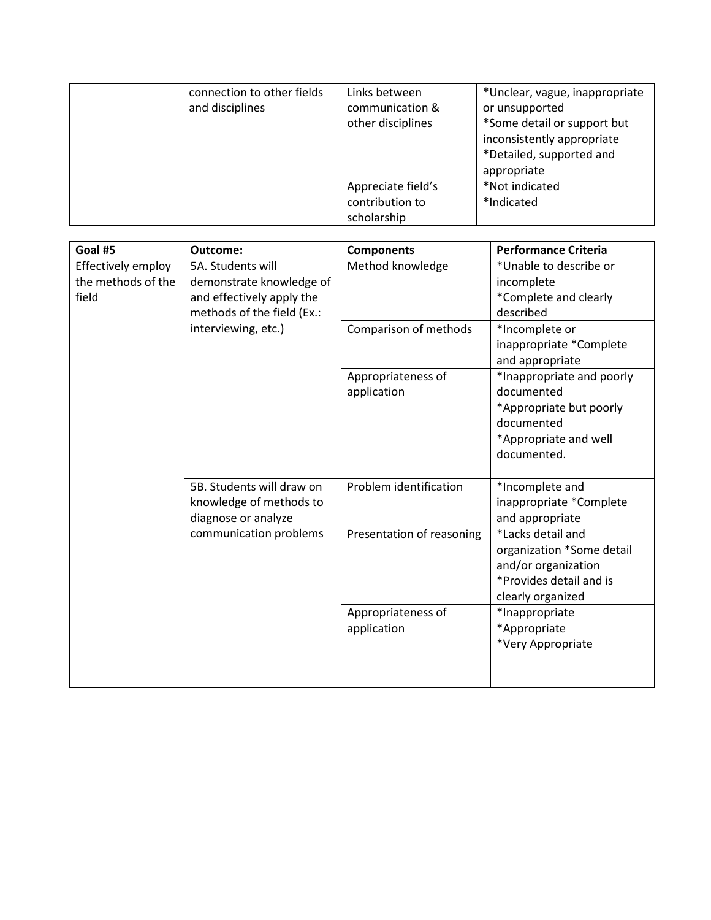| | | | |
|---|---|---|---|
| | connection to other fields and disciplines | Links between communication & other disciplines | *Unclear, vague, inappropriate or unsupported *Some detail or support but inconsistently appropriate *Detailed, supported and appropriate |
| | | Appreciate field's contribution to scholarship | *Not indicated *Indicated |

| Goal #5 | Outcome: | Components | Performance Criteria |
|---|---|---|---|
| Effectively employ the methods of the field | 5A. Students will demonstrate knowledge of and effectively apply the methods of the field (Ex.: interviewing, etc.) | Method knowledge | *Unable to describe or incomplete *Complete and clearly described |
| | | Comparison of methods | *Incomplete or inappropriate *Complete and appropriate |
| | | Appropriateness of application | *Inappropriate and poorly documented *Appropriate but poorly documented *Appropriate and well documented. |
| | 5B. Students will draw on knowledge of methods to diagnose or analyze communication problems | Problem identification | *Incomplete and inappropriate *Complete and appropriate |
| | | Presentation of reasoning | *Lacks detail and organization *Some detail and/or organization *Provides detail and is clearly organized |
| | | Appropriateness of application | *Inappropriate *Appropriate *Very Appropriate |